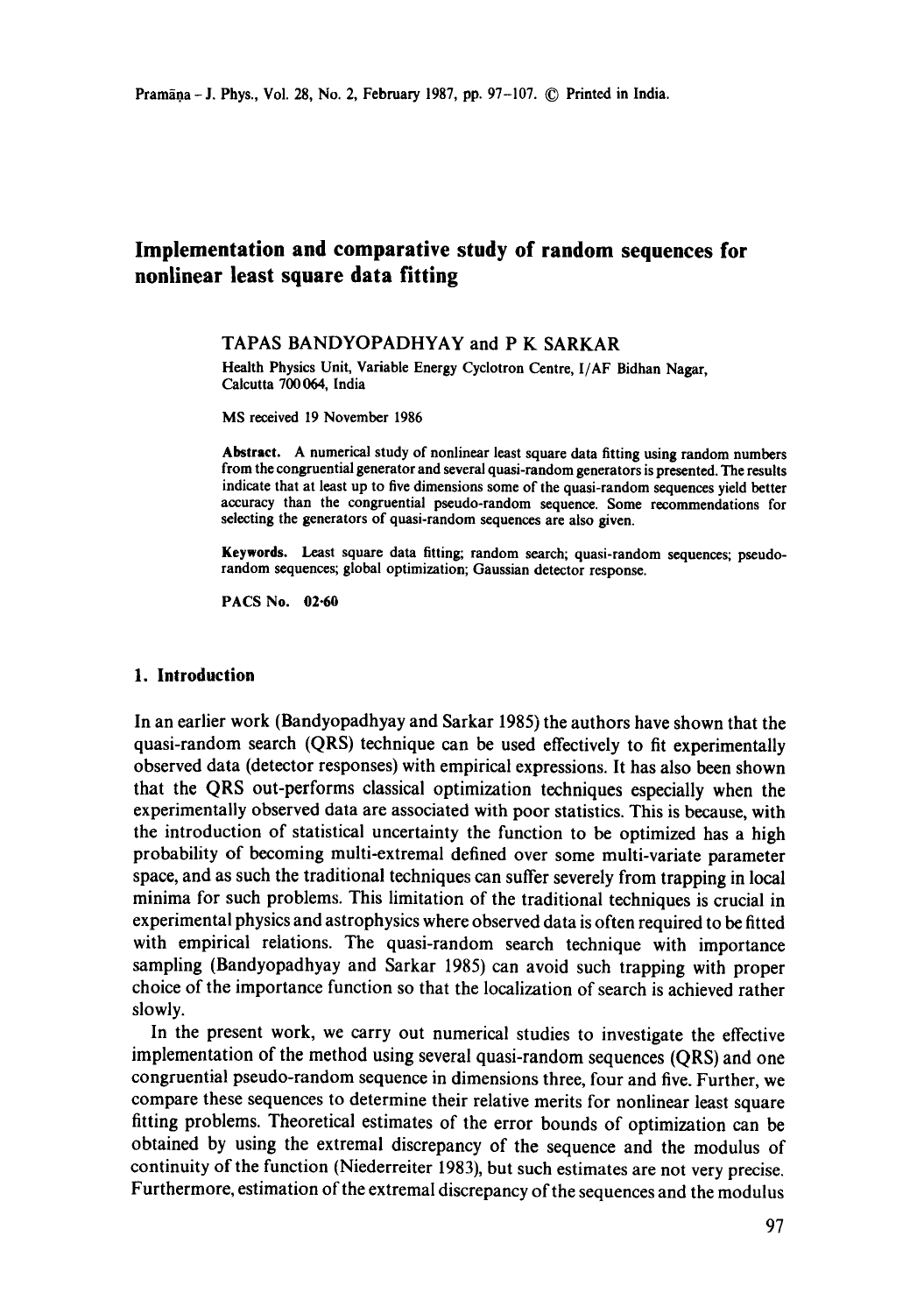# Implementation and comparative study of random sequences for nonlinear least square data fitting

TAPAS BANDYOPADHYAY and P K SARKAR

Health Physics Unit, Variable Energy Cyclotron Centre, I/AF Bidhan Nagar, Calcutta 700 064, India

MS received 19 November 1986

**Abstract.** A numerical study of nonlinear least square data fitting using random numbers from the congruential generator and several quasi-random generators is presented. The results indicate that at least up to five dimensions some of the quasi-random sequences yield better accuracy than the congruential pseudo-random sequence. Some recommendations for selecting the generators of quasi-random sequences are also given.

**Keywords.** Least square data fitting; random search; quasi-random sequences; pseudo-random sequences; global optimization; Gaussian detector response.

**PACS No.** 02·60

## 1. Introduction

In an earlier work (Bandyopadhyay and Sarkar 1985) the authors have shown that the quasi-random search (QRS) technique can be used effectively to fit experimentally observed data (detector responses) with empirical expressions. It has also been shown that the QRS out-performs classical optimization techniques especially when the experimentally observed data are associated with poor statistics. This is because, with the introduction of statistical uncertainty the function to be optimized has a high probability of becoming multi-extremal defined over some multi-variate parameter space, and as such the traditional techniques can suffer severely from trapping in local minima for such problems. This limitation of the traditional techniques is crucial in experimental physics and astrophysics where observed data is often required to be fitted with empirical relations. The quasi-random search technique with importance sampling (Bandyopadhyay and Sarkar 1985) can avoid such trapping with proper choice of the importance function so that the localization of search is achieved rather slowly.

In the present work, we carry out numerical studies to investigate the effective implementation of the method using several quasi-random sequences (QRS) and one congruential pseudo-random sequence in dimensions three, four and five. Further, we compare these sequences to determine their relative merits for nonlinear least square fitting problems. Theoretical estimates of the error bounds of optimization can be obtained by using the extremal discrepancy of the sequence and the modulus of continuity of the function (Niederreiter 1983), but such estimates are not very precise. Furthermore, estimation of the extremal discrepancy of the sequences and the modulus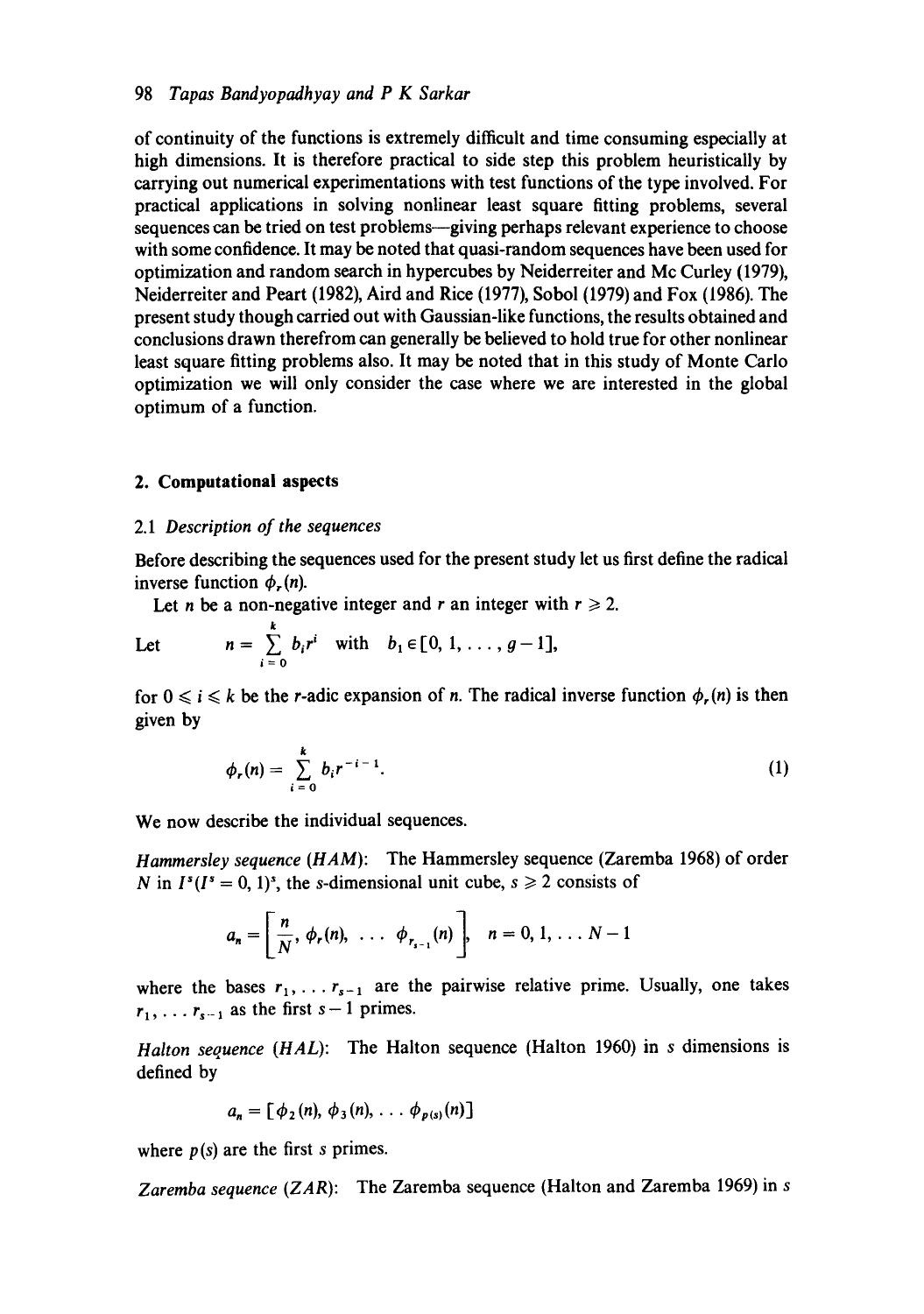of continuity of the functions is extremely difficult and time consuming especially at high dimensions. It is therefore practical to side step this problem heuristically by carrying out numerical experimentations with test functions of the type involved. For practical applications in solving nonlinear least square fitting problems, several sequences can be tried on test problems—giving perhaps relevant experience to choose with some confidence. It may be noted that quasi-random sequences have been used for optimization and random search in hypercubes by Neiderreiter and Mc Curley (1979), Neiderreiter and Peart (1982), Aird and Rice (1977), Sobol (1979) and Fox (1986). The present study though carried out with Gaussian-like functions, the results obtained and conclusions drawn therefrom can generally be believed to hold true for other nonlinear least square fitting problems also. It may be noted that in this study of Monte Carlo optimization we will only consider the case where we are interested in the global optimum of a function.

## 2. Computational aspects

### 2.1 *Description of the sequences*

Before describing the sequences used for the present study let us first define the radical inverse function $\phi_r(n)$.

Let $n$ be a non-negative integer and $r$ an integer with $r \geqslant 2$.

Let $$n = \sum_{i=0}^{k} b_i r^i \quad \text{with} \quad b_1 \in [0, 1, \ldots, g-1],$$

for $0 \leqslant i \leqslant k$ be the $r$-adic expansion of $n$. The radical inverse function $\phi_r(n)$ is then given by

$$\phi_r(n) = \sum_{i=0}^{k} b_i r^{-i-1}. \tag{1}$$

We now describe the individual sequences.

*Hammersley sequence* (*HAM*): The Hammersley sequence (Zaremba 1968) of order $N$ in $I^s(I^s = 0, 1)^s$, the $s$-dimensional unit cube, $s \geqslant 2$ consists of

$$a_n = \left[\frac{n}{N}, \phi_r(n), \ \ldots \ \phi_{r_{s-1}}(n)\right], \quad n = 0, 1, \ldots N-1$$

where the bases $r_1, \ldots r_{s-1}$ are the pairwise relative prime. Usually, one takes $r_1, \ldots r_{s-1}$ as the first $s-1$ primes.

*Halton sequence* (*HAL*): The Halton sequence (Halton 1960) in $s$ dimensions is defined by

$$a_n = [\phi_2(n), \phi_3(n), \ldots \phi_{p(s)}(n)]$$

where $p(s)$ are the first $s$ primes.

*Zaremba sequence* (*ZAR*): The Zaremba sequence (Halton and Zaremba 1969) in $s$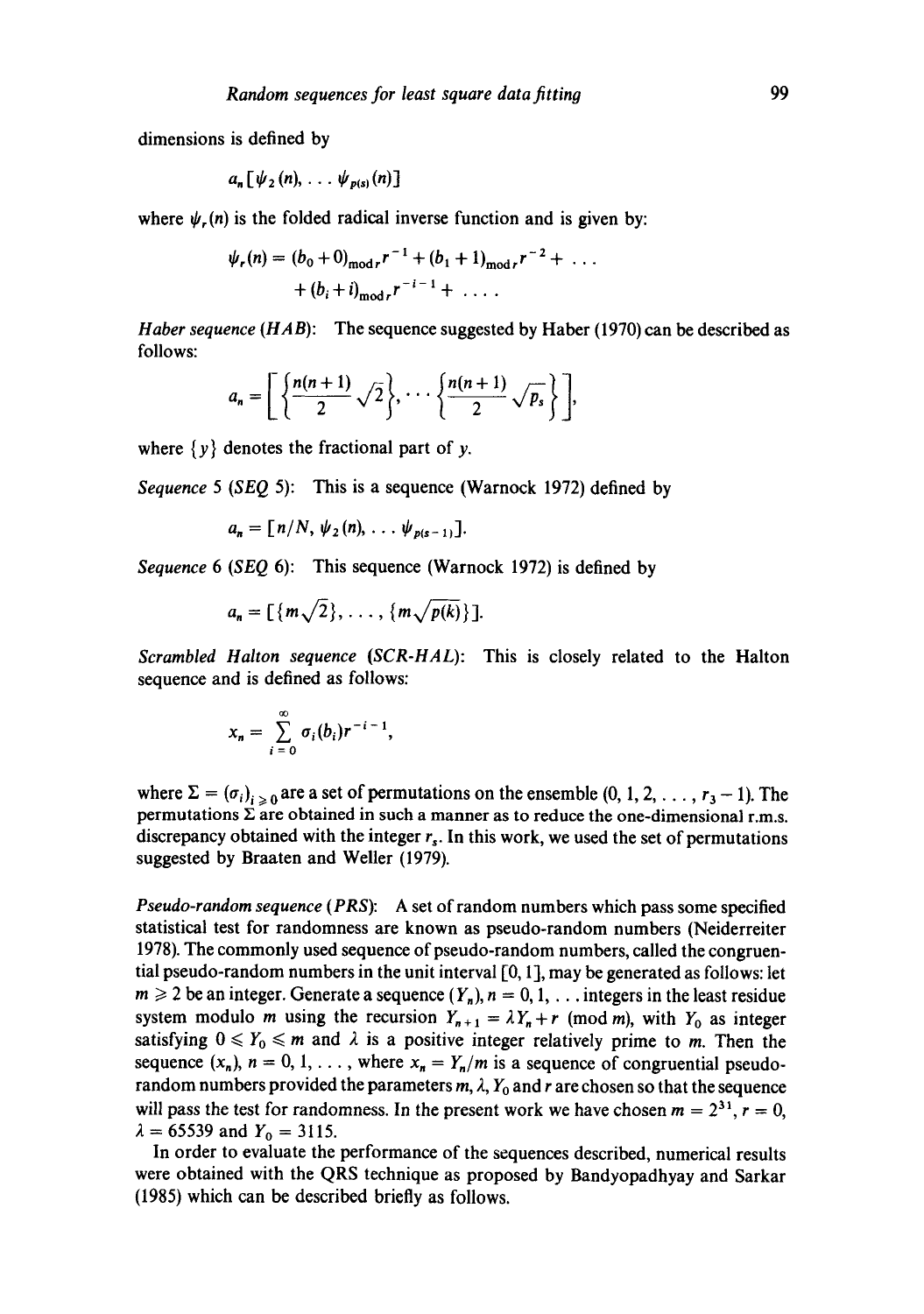dimensions is defined by

$$a_n[\psi_2(n), \ldots \psi_{p(s)}(n)]$$

where $\psi_r(n)$ is the folded radical inverse function and is given by:

$$\psi_r(n) = (b_0 + 0)_{\text{mod}\, r} r^{-1} + (b_1 + 1)_{\text{mod}\, r} r^{-2} + \ldots + (b_i + i)_{\text{mod}\, r} r^{-i-1} + \ldots .$$

*Haber sequence (HAB)*: The sequence suggested by Haber (1970) can be described as follows:

$$a_n = \left[ \left\{ \frac{n(n+1)}{2} \sqrt{2} \right\}, \ldots \left\{ \frac{n(n+1)}{2} \sqrt{p_s} \right\} \right],$$

where $\{y\}$ denotes the fractional part of $y$.

*Sequence 5 (SEQ 5)*: This is a sequence (Warnock 1972) defined by

$$a_n = [n/N, \psi_2(n), \ldots \psi_{p(s-1)}].$$

*Sequence 6 (SEQ 6)*: This sequence (Warnock 1972) is defined by

$$a_n = [\{m\sqrt{2}\}, \ldots, \{m\sqrt{p(k)}\}].$$

*Scrambled Halton sequence (SCR-HAL)*: This is closely related to the Halton sequence and is defined as follows:

$$x_n = \sum_{i=0}^{\infty} \sigma_i(b_i) r^{-i-1},$$

where $\Sigma = (\sigma_i)_{i \geq 0}$ are a set of permutations on the ensemble $(0, 1, 2, \ldots, r_3 - 1)$. The permutations $\Sigma$ are obtained in such a manner as to reduce the one-dimensional r.m.s. discrepancy obtained with the integer $r_s$. In this work, we used the set of permutations suggested by Braaten and Weller (1979).

*Pseudo-random sequence (PRS)*: A set of random numbers which pass some specified statistical test for randomness are known as pseudo-random numbers (Neiderreiter 1978). The commonly used sequence of pseudo-random numbers, called the congruential pseudo-random numbers in the unit interval [0, 1], may be generated as follows: let $m \geq 2$ be an integer. Generate a sequence $(Y_n)$, $n = 0, 1, \ldots$ integers in the least residue system modulo $m$ using the recursion $Y_{n+1} = \lambda Y_n + r \pmod{m}$, with $Y_0$ as integer satisfying $0 \leq Y_0 \leq m$ and $\lambda$ is a positive integer relatively prime to $m$. Then the sequence $(x_n)$, $n = 0, 1, \ldots$, where $x_n = Y_n/m$ is a sequence of congruential pseudo-random numbers provided the parameters $m, \lambda, Y_0$ and $r$ are chosen so that the sequence will pass the test for randomness. In the present work we have chosen $m = 2^{31}$, $r = 0$, $\lambda = 65539$ and $Y_0 = 3115$.

In order to evaluate the performance of the sequences described, numerical results were obtained with the QRS technique as proposed by Bandyopadhyay and Sarkar (1985) which can be described briefly as follows.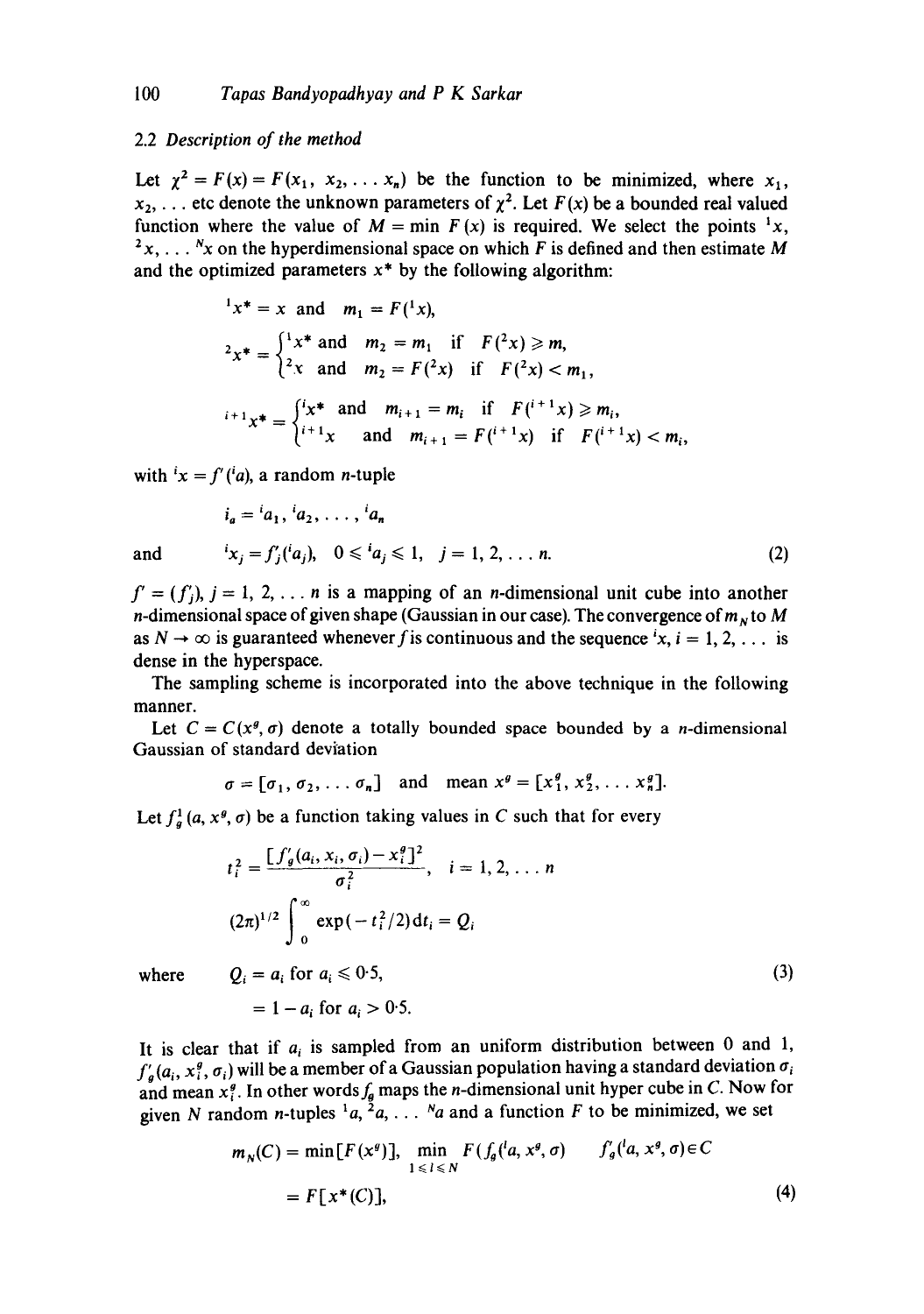### 2.2 *Description of the method*

Let $\chi^2 = F(x) = F(x_1, x_2, \ldots x_n)$ be the function to be minimized, where $x_1$, $x_2, \ldots$ etc denote the unknown parameters of $\chi^2$. Let $F(x)$ be a bounded real valued function where the value of $M = \min F(x)$ is required. We select the points ${}^1x$, ${}^2x, \ldots {}^Nx$ on the hyperdimensional space on which $F$ is defined and then estimate $M$ and the optimized parameters $x^*$ by the following algorithm:

$$ {}^1x^* = x \text{ and } m_1 = F({}^1x), $$

$$ {}^2x^* = \begin{cases} {}^1x^* \text{ and } m_2 = m_1 & \text{if } F({}^2x) \geqslant m, \\ {}^2x \text{ and } m_2 = F({}^2x) & \text{if } F({}^2x) < m_1, \end{cases} $$

$$ {}^{i+1}x^* = \begin{cases} {}^ix^* \text{ and } m_{i+1} = m_i & \text{if } F({}^{i+1}x) \geqslant m_i, \\ {}^{i+1}x \text{ and } m_{i+1} = F({}^{i+1}x) & \text{if } F({}^{i+1}x) < m_i, \end{cases} $$

with ${}^ix = f'({}^ia)$, a random $n$-tuple

$$ {}^ia = {}^ia_1, {}^ia_2, \ldots, {}^ia_n $$

and
$$ {}^ix_j = f'_j({}^ia_j), \quad 0 \leqslant {}^ia_j \leqslant 1, \quad j = 1, 2, \ldots n. \tag{2} $$

$f' = (f'_j)$, $j = 1, 2, \ldots n$ is a mapping of an $n$-dimensional unit cube into another $n$-dimensional space of given shape (Gaussian in our case). The convergence of $m_N$ to $M$ as $N \to \infty$ is guaranteed whenever $f$ is continuous and the sequence ${}^ix$, $i = 1, 2, \ldots$ is dense in the hyperspace.

The sampling scheme is incorporated into the above technique in the following manner.

Let $C = C(x^g, \sigma)$ denote a totally bounded space bounded by a $n$-dimensional Gaussian of standard deviation

$$ \sigma = [\sigma_1, \sigma_2, \ldots \sigma_n] \quad \text{and} \quad \text{mean } x^g = [x_1^g, x_2^g, \ldots x_n^g]. $$

Let $f_g^1(a, x^g, \sigma)$ be a function taking values in $C$ such that for every

$$ t_i^2 = \frac{[f'_g(a_i, x_i, \sigma_i) - x_i^g]^2}{\sigma_i^2}, \quad i = 1, 2, \ldots n $$

$$ (2\pi)^{1/2} \int_0^\infty \exp(-t_i^2/2) \mathrm{d}t_i = Q_i $$

where
$$ \begin{aligned} Q_i &= a_i \text{ for } a_i \leqslant 0{\cdot}5, \\ &= 1 - a_i \text{ for } a_i > 0{\cdot}5. \end{aligned} \tag{3} $$

It is clear that if $a_i$ is sampled from an uniform distribution between 0 and 1, $f'_g(a_i, x_i^g, \sigma_i)$ will be a member of a Gaussian population having a standard deviation $\sigma_i$ and mean $x_i^g$. In other words $f_g$ maps the $n$-dimensional unit hyper cube in $C$. Now for given $N$ random $n$-tuples ${}^1a, {}^2a, \ldots {}^Na$ and a function $F$ to be minimized, we set

$$ \begin{aligned} m_N(C) &= \min[F(x^g)], \min_{1 \leqslant l \leqslant N} F(f_g({}^la, x^g, \sigma) \quad f'_g({}^la, x^g, \sigma) \in C \\ &= F[x^*(C)], \end{aligned} \tag{4} $$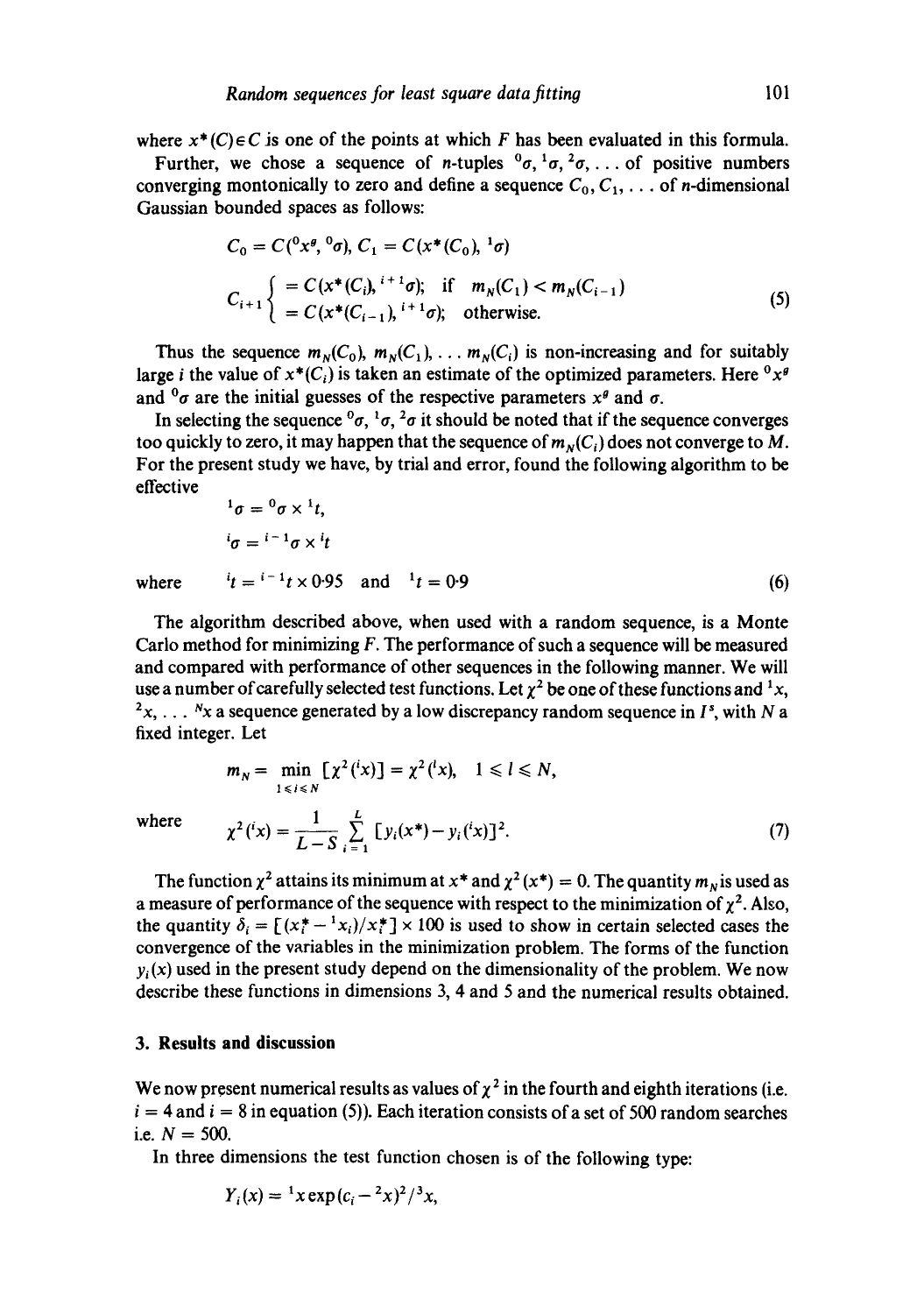where $x^*(C) \in C$ is one of the points at which $F$ has been evaluated in this formula.

Further, we chose a sequence of $n$-tuples ${}^0\sigma, {}^1\sigma, {}^2\sigma, \ldots$ of positive numbers converging montonically to zero and define a sequence $C_0, C_1, \ldots$ of $n$-dimensional Gaussian bounded spaces as follows:

$$C_0 = C({}^0x^g, {}^0\sigma), \; C_1 = C(x^*(C_0), {}^1\sigma)$$

$$C_{i+1} \begin{cases} = C(x^*(C_i), {}^{i+1}\sigma); & \text{if} \quad m_N(C_1) < m_N(C_{i-1}) \\ = C(x^*(C_{i-1}), {}^{i+1}\sigma); & \text{otherwise.} \end{cases} \tag{5}$$

Thus the sequence $m_N(C_0), m_N(C_1), \ldots m_N(C_i)$ is non-increasing and for suitably large $i$ the value of $x^*(C_i)$ is taken an estimate of the optimized parameters. Here ${}^0x^g$ and ${}^0\sigma$ are the initial guesses of the respective parameters $x^g$ and $\sigma$.

In selecting the sequence ${}^0\sigma, {}^1\sigma, {}^2\sigma$ it should be noted that if the sequence converges too quickly to zero, it may happen that the sequence of $m_N(C_i)$ does not converge to $M$. For the present study we have, by trial and error, found the following algorithm to be effective

$$\begin{aligned} {}^1\sigma &= {}^0\sigma \times {}^1t, \\ {}^i\sigma &= {}^{i-1}\sigma \times {}^it \end{aligned}$$

$$\text{where} \quad {}^it = {}^{i-1}t \times 0{\cdot}95 \quad \text{and} \quad {}^1t = 0{\cdot}9 \tag{6}$$

The algorithm described above, when used with a random sequence, is a Monte Carlo method for minimizing $F$. The performance of such a sequence will be measured and compared with performance of other sequences in the following manner. We will use a number of carefully selected test functions. Let $\chi^2$ be one of these functions and ${}^1x$, ${}^2x, \ldots {}^Nx$ a sequence generated by a low discrepancy random sequence in $I^s$, with $N$ a fixed integer. Let

$$m_N = \min_{1 \leqslant i \leqslant N} [\chi^2({}^ix)] = \chi^2({}^lx), \quad 1 \leqslant l \leqslant N,$$

$$\text{where} \quad \chi^2({}^ix) = \frac{1}{L-S} \sum_{i=1}^{L} [y_i(x^*) - y_i({}^ix)]^2. \tag{7}$$

The function $\chi^2$ attains its minimum at $x^*$ and $\chi^2(x^*) = 0$. The quantity $m_N$ is used as a measure of performance of the sequence with respect to the minimization of $\chi^2$. Also, the quantity $\delta_i = [(x_i^* - {}^1x_i)/x_i^*] \times 100$ is used to show in certain selected cases the convergence of the variables in the minimization problem. The forms of the function $y_i(x)$ used in the present study depend on the dimensionality of the problem. We now describe these functions in dimensions 3, 4 and 5 and the numerical results obtained.

## 3. Results and discussion

We now present numerical results as values of $\chi^2$ in the fourth and eighth iterations (i.e. $i = 4$ and $i = 8$ in equation (5)). Each iteration consists of a set of 500 random searches i.e. $N = 500$.

In three dimensions the test function chosen is of the following type:

$$Y_i(x) = {}^1x \exp(c_i - {}^2x)^2 / {}^3x,$$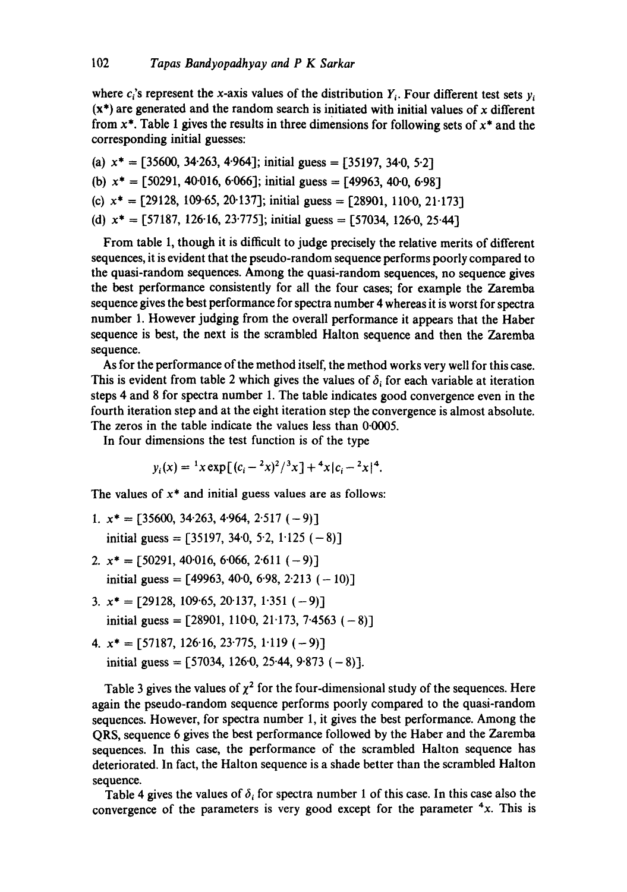where $c_i$'s represent the $x$-axis values of the distribution $Y_i$. Four different test sets $y_i$ ($\mathbf{x}^*$) are generated and the random search is initiated with initial values of $x$ different from $x^*$. Table 1 gives the results in three dimensions for following sets of $x^*$ and the corresponding initial guesses:

(a) $x^* = [35600, 34{\cdot}263, 4{\cdot}964]$; initial guess $= [35197, 34{\cdot}0, 5{\cdot}2]$

(b) $x^* = [50291, 40{\cdot}016, 6{\cdot}066]$; initial guess $= [49963, 40{\cdot}0, 6{\cdot}98]$

(c) $x^* = [29128, 109{\cdot}65, 20{\cdot}137]$; initial guess $= [28901, 110{\cdot}0, 21{\cdot}173]$

(d) $x^* = [57187, 126{\cdot}16, 23{\cdot}775]$; initial guess $= [57034, 126{\cdot}0, 25{\cdot}44]$

From table 1, though it is difficult to judge precisely the relative merits of different sequences, it is evident that the pseudo-random sequence performs poorly compared to the quasi-random sequences. Among the quasi-random sequences, no sequence gives the best performance consistently for all the four cases; for example the Zaremba sequence gives the best performance for spectra number 4 whereas it is worst for spectra number 1. However judging from the overall performance it appears that the Haber sequence is best, the next is the scrambled Halton sequence and then the Zaremba sequence.

As for the performance of the method itself, the method works very well for this case. This is evident from table 2 which gives the values of $\delta_i$ for each variable at iteration steps 4 and 8 for spectra number 1. The table indicates good convergence even in the fourth iteration step and at the eight iteration step the convergence is almost absolute. The zeros in the table indicate the values less than 0·0005.

In four dimensions the test function is of the type

$$y_i(x) = {}^1x \exp[(c_i - {}^2x)^2/{}^3x] + {}^4x|c_i - {}^2x|^4.$$

The values of $x^*$ and initial guess values are as follows:

1. $x^* = [35600, 34{\cdot}263, 4{\cdot}964, 2{\cdot}517\,(-9)]$
   initial guess $= [35197, 34{\cdot}0, 5{\cdot}2, 1{\cdot}125\,(-8)]$
2. $x^* = [50291, 40{\cdot}016, 6{\cdot}066, 2{\cdot}611\,(-9)]$
   initial guess $= [49963, 40{\cdot}0, 6{\cdot}98, 2{\cdot}213\,(-10)]$
3. $x^* = [29128, 109{\cdot}65, 20{\cdot}137, 1{\cdot}351\,(-9)]$
   initial guess $= [28901, 110{\cdot}0, 21{\cdot}173, 7{\cdot}4563\,(-8)]$
4. $x^* = [57187, 126{\cdot}16, 23{\cdot}775, 1{\cdot}119\,(-9)]$
   initial guess $= [57034, 126{\cdot}0, 25{\cdot}44, 9{\cdot}873\,(-8)]$.

Table 3 gives the values of $\chi^2$ for the four-dimensional study of the sequences. Here again the pseudo-random sequence performs poorly compared to the quasi-random sequences. However, for spectra number 1, it gives the best performance. Among the QRS, sequence 6 gives the best performance followed by the Haber and the Zaremba sequences. In this case, the performance of the scrambled Halton sequence has deteriorated. In fact, the Halton sequence is a shade better than the scrambled Halton sequence.

Table 4 gives the values of $\delta_i$ for spectra number 1 of this case. In this case also the convergence of the parameters is very good except for the parameter ${}^4x$. This is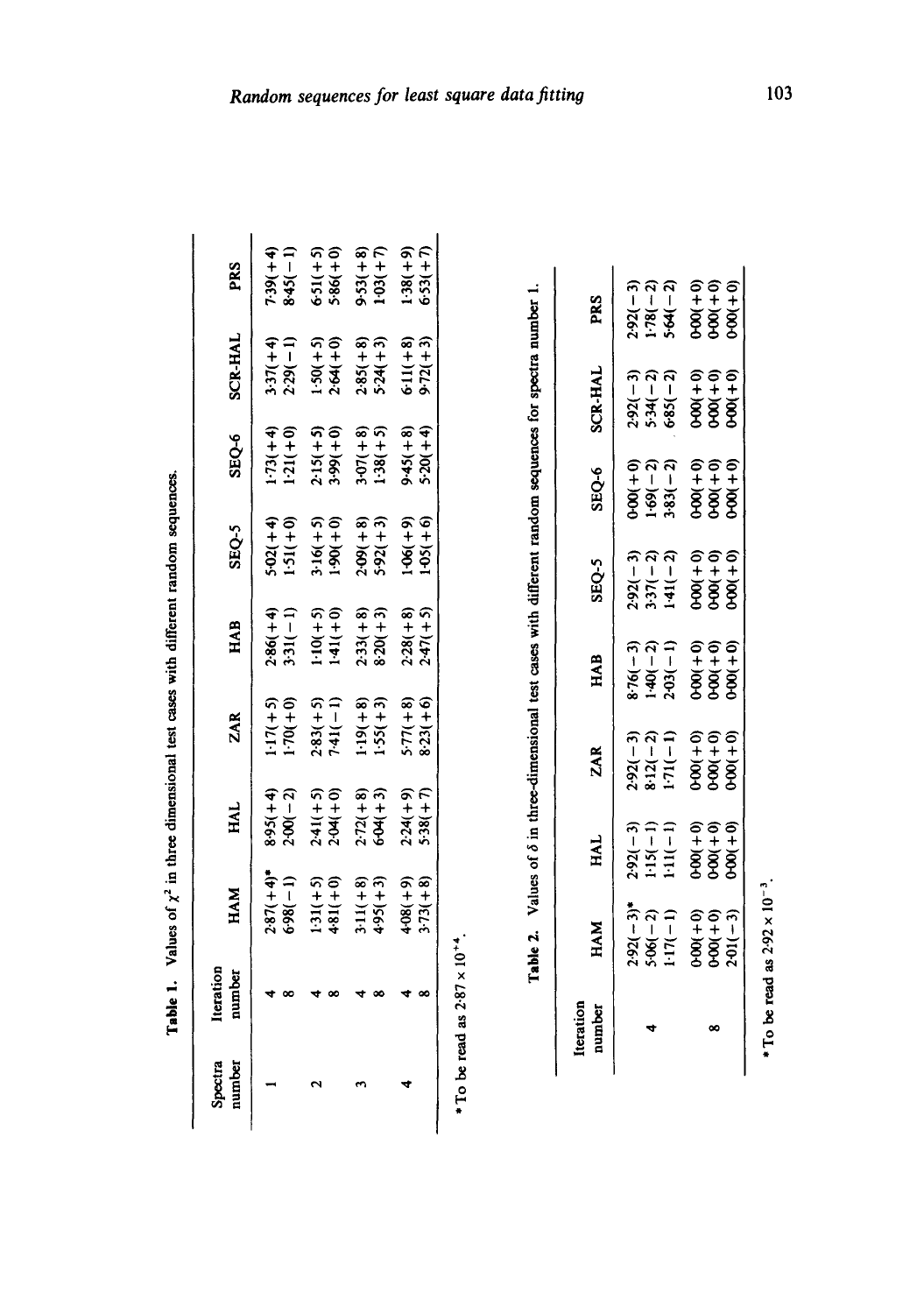**Table 1.** Values of $\chi^2$ in three dimensional test cases with different random sequences.

| Spectra number | Iteration number | HAM | HAL | ZAR | HAB | SEQ-5 | SEQ-6 | SCR-HAL | PRS |
|---|---|---|---|---|---|---|---|---|---|
| 1 | 4 | 2·87(+4)* | 8·95(+4) | 1·17(+5) | 2·86(+4) | 5·02(+4) | 1·73(+4) | 3·37(+4) | 7·39(+4) |
| | 8 | 6·98(−1) | 2·00(−2) | 1·70(+0) | 3·31(−1) | 1·51(+0) | 1·21(+0) | 2·29(−1) | 8·45(−1) |
| 2 | 4 | 1·31(+5) | 2·41(+5) | 2·83(+5) | 1·10(+5) | 3·16(+5) | 2·15(+5) | 1·50(+5) | 6·51(+5) |
| | 8 | 4·81(+0) | 2·04(+0) | 7·41(−1) | 1·41(+0) | 1·90(+0) | 3·99(+0) | 2·64(+0) | 5·86(+0) |
| 3 | 4 | 3·11(+8) | 2·72(+8) | 1·19(+8) | 2·33(+8) | 2·09(+8) | 3·07(+8) | 2·85(+8) | 9·53(+8) |
| | 8 | 4·95(+3) | 6·04(+3) | 1·55(+3) | 8·20(+3) | 5·92(+3) | 1·38(+5) | 5·24(+3) | 1·03(+7) |
| 4 | 4 | 4·08(+9) | 2·24(+9) | 5·77(+8) | 2·28(+8) | 1·06(+9) | 9·45(+8) | 6·11(+8) | 1·38(+9) |
| | 8 | 3·73(+8) | 5·38(+7) | 8·23(+6) | 2·47(+5) | 1·05(+6) | 5·20(+4) | 9·72(+3) | 6·53(+7) |

* To be read as $2{\cdot}87 \times 10^{+4}$.

**Table 2.** Values of $\delta$ in three-dimensional test cases with different random sequences for spectra number 1.

| Iteration number | HAM | HAL | ZAR | HAB | SEQ-5 | SEQ-6 | SCR-HAL | PRS |
|---|---|---|---|---|---|---|---|---|
| 4 | 2·92(−3)* | 2·92(−3) | 2·92(−3) | 8·76(−3) | 2·92(−3) | 0·00(+0) | 2·92(−3) | 2·92(−3) |
| | 5·06(−2) | 1·15(−1) | 8·12(−2) | 1·40(−2) | 3·37(−2) | 1·69(−2) | 5·34(−2) | 1·78(−2) |
| | 1·17(−1) | 1·11(−1) | 1·71(−1) | 2·03(−1) | 1·41(−2) | 3·83(−2) | 6·85(−2) | 5·64(−2) |
| 8 | 0·00(+0) | 0·00(+0) | 0·00(+0) | 0·00(+0) | 0·00(+0) | 0·00(+0) | 0·00(+0) | 0·00(+0) |
| | 0·00(+0) | 0·00(+0) | 0·00(+0) | 0·00(+0) | 0·00(+0) | 0·00(+0) | 0·00(+0) | 0·00(+0) |
| | 2·01(−3) | 0·00(+0) | 0·00(+0) | 0·00(+0) | 0·00(+0) | 0·00(+0) | 0·00(+0) | 0·00(+0) |

* To be read as $2{\cdot}92 \times 10^{-3}$.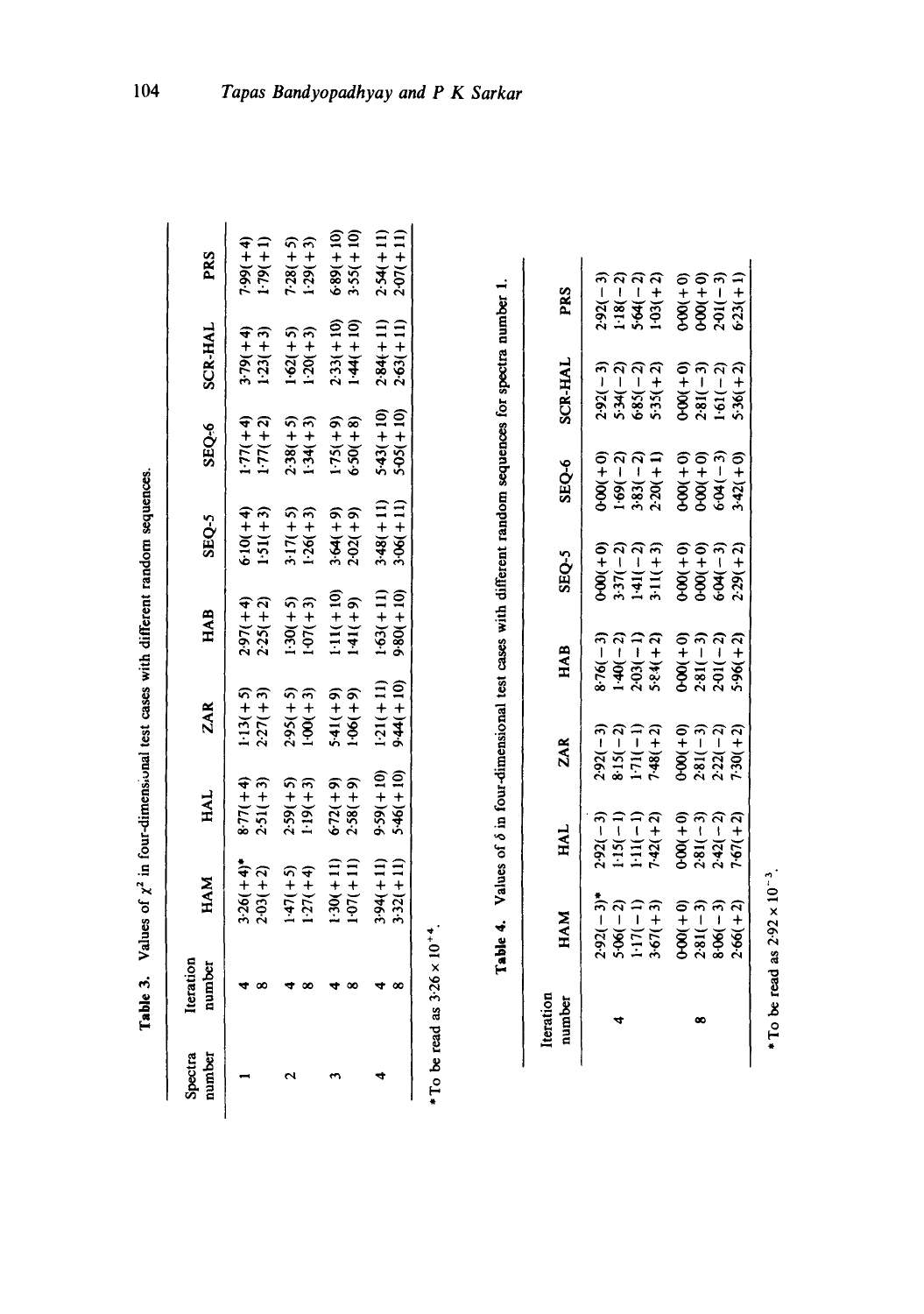**Table 3.** Values of $\chi^2$ in four-dimensional test cases with different random sequences.

| Spectra number | Iteration number | HAM | HAL | ZAR | HAB | SEQ-5 | SEQ-6 | SCR-HAL | PRS |
|---|---|---|---|---|---|---|---|---|---|
| 1 | 4 | 3·26(+4)* | 8·77(+4) | 1·13(+5) | 2·97(+4) | 6·10(+4) | 1·77(+4) | 3·79(+4) | 7·99(+4) |
| | 8 | 2·03(+2) | 2·51(+3) | 2·27(+3) | 2·25(+2) | 1·51(+3) | 1·77(+2) | 1·23(+3) | 1·79(+1) |
| 2 | 4 | 1·47(+5) | 2·59(+5) | 2·95(+5) | 1·30(+5) | 3·17(+5) | 2·38(+5) | 1·62(+5) | 7·28(+5) |
| | 8 | 1·27(+4) | 1·19(+3) | 1·00(+3) | 1·07(+3) | 1·26(+3) | 1·34(+3) | 1·20(+3) | 1·29(+3) |
| 3 | 4 | 1·30(+11) | 6·72(+9) | 5·41(+9) | 1·11(+10) | 3·64(+9) | 1·75(+9) | 2·33(+10) | 6·89(+10) |
| | 8 | 1·07(+11) | 2·58(+9) | 1·06(+9) | 1·41(+9) | 2·02(+9) | 6·50(+8) | 1·44(+10) | 3·55(+10) |
| 4 | 4 | 3·94(+11) | 9·59(+10) | 1·21(+11) | 1·63(+11) | 3·48(+11) | 5·43(+10) | 2·84(+11) | 2·54(+11) |
| | 8 | 3·32(+11) | 5·46(+10) | 9·44(+10) | 9·80(+10) | 3·06(+11) | 5·05(+10) | 2·63(+11) | 2·07(+11) |

\*To be read as $3{\cdot}26 \times 10^{+4}$.

**Table 4.** Values of $\delta$ in four-dimensional test cases with different random sequences for spectra number 1.

| Iteration number | HAM | HAL | ZAR | HAB | SEQ-5 | SEQ-6 | SCR-HAL | PRS |
|---|---|---|---|---|---|---|---|---|
| 4 | 2·92(−3)* | 2·92(−3) | 2·92(−3) | 8·76(−3) | 0·00(+0) | 0·00(+0) | 2·92(−3) | 2·92(−3) |
| | 5·06(−2) | 1·15(−1) | 8·15(−2) | 1·40(−2) | 3·37(−2) | 1·69(−2) | 5·34(−2) | 1·18(−2) |
| | 1·17(−1) | 1·11(−1) | 1·71(−1) | 2·03(−1) | 1·41(−2) | 3·83(−2) | 6·85(−2) | 5·64(−2) |
| | 3·67(+3) | 7·42(+2) | 7·48(+2) | 5·84(+2) | 3·11(+3) | 2·20(+1) | 5·35(+2) | 1·03(+2) |
| 8 | 0·00(+0) | 0·00(+0) | 0·00(+0) | 0·00(+0) | 0·00(+0) | 0·00(+0) | 0·00(+0) | 0·00(+0) |
| | 2·81(−3) | 2·81(−3) | 2·81(−3) | 2·81(−3) | 0·00(+0) | 0·00(+0) | 2·81(−3) | 0·00(+0) |
| | 8·06(−3) | 2·42(−2) | 2·22(−2) | 2·01(−2) | 6·04(−3) | 6·04(−3) | 1·61(−2) | 2·01(−3) |
| | 2·66(+2) | 7·67(+2) | 7·30(+2) | 5·96(+2) | 2·29(+2) | 3·42(+0) | 5·36(+2) | 6·23(+1) |

\*To be read as $2{\cdot}92 \times 10^{-3}$.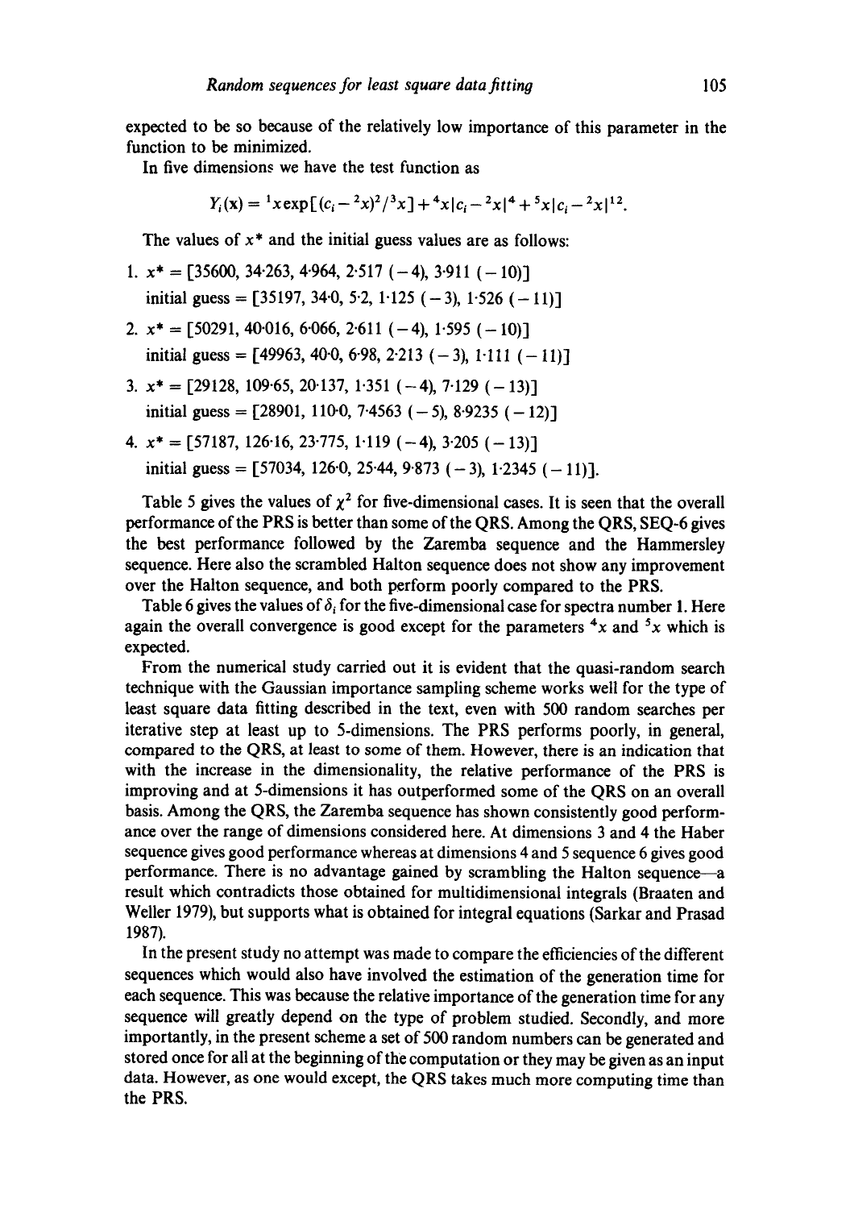expected to be so because of the relatively low importance of this parameter in the function to be minimized.

In five dimensions we have the test function as

$$Y_i(\mathbf{x}) = {}^1x\exp[(c_i - {}^2x)^2/{}^3x] + {}^4x|c_i - {}^2x|^4 + {}^5x|c_i - {}^2x|^{12}.$$

The values of $x^*$ and the initial guess values are as follows:

1. $x^* = [35600, 34{\cdot}263, 4{\cdot}964, 2{\cdot}517\ (-4), 3{\cdot}911\ (-10)]$
   initial guess $= [35197, 34{\cdot}0, 5{\cdot}2, 1{\cdot}125\ (-3), 1{\cdot}526\ (-11)]$
2. $x^* = [50291, 40{\cdot}016, 6{\cdot}066, 2{\cdot}611\ (-4), 1{\cdot}595\ (-10)]$
   initial guess $= [49963, 40{\cdot}0, 6{\cdot}98, 2{\cdot}213\ (-3), 1{\cdot}111\ (-11)]$
3. $x^* = [29128, 109{\cdot}65, 20{\cdot}137, 1{\cdot}351\ (-4), 7{\cdot}129\ (-13)]$
   initial guess $= [28901, 110{\cdot}0, 7{\cdot}4563\ (-5), 8{\cdot}9235\ (-12)]$
4. $x^* = [57187, 126{\cdot}16, 23{\cdot}775, 1{\cdot}119\ (-4), 3{\cdot}205\ (-13)]$
   initial guess $= [57034, 126{\cdot}0, 25{\cdot}44, 9{\cdot}873\ (-3), 1{\cdot}2345\ (-11)]$.

Table 5 gives the values of $\chi^2$ for five-dimensional cases. It is seen that the overall performance of the PRS is better than some of the QRS. Among the QRS, SEQ-6 gives the best performance followed by the Zaremba sequence and the Hammersley sequence. Here also the scrambled Halton sequence does not show any improvement over the Halton sequence, and both perform poorly compared to the PRS.

Table 6 gives the values of $\delta_i$ for the five-dimensional case for spectra number 1. Here again the overall convergence is good except for the parameters ${}^4x$ and ${}^5x$ which is expected.

From the numerical study carried out it is evident that the quasi-random search technique with the Gaussian importance sampling scheme works well for the type of least square data fitting described in the text, even with 500 random searches per iterative step at least up to 5-dimensions. The PRS performs poorly, in general, compared to the QRS, at least to some of them. However, there is an indication that with the increase in the dimensionality, the relative performance of the PRS is improving and at 5-dimensions it has outperformed some of the QRS on an overall basis. Among the QRS, the Zaremba sequence has shown consistently good performance over the range of dimensions considered here. At dimensions 3 and 4 the Haber sequence gives good performance whereas at dimensions 4 and 5 sequence 6 gives good performance. There is no advantage gained by scrambling the Halton sequence—a result which contradicts those obtained for multidimensional integrals (Braaten and Weller 1979), but supports what is obtained for integral equations (Sarkar and Prasad 1987).

In the present study no attempt was made to compare the efficiencies of the different sequences which would also have involved the estimation of the generation time for each sequence. This was because the relative importance of the generation time for any sequence will greatly depend on the type of problem studied. Secondly, and more importantly, in the present scheme a set of 500 random numbers can be generated and stored once for all at the beginning of the computation or they may be given as an input data. However, as one would except, the QRS takes much more computing time than the PRS.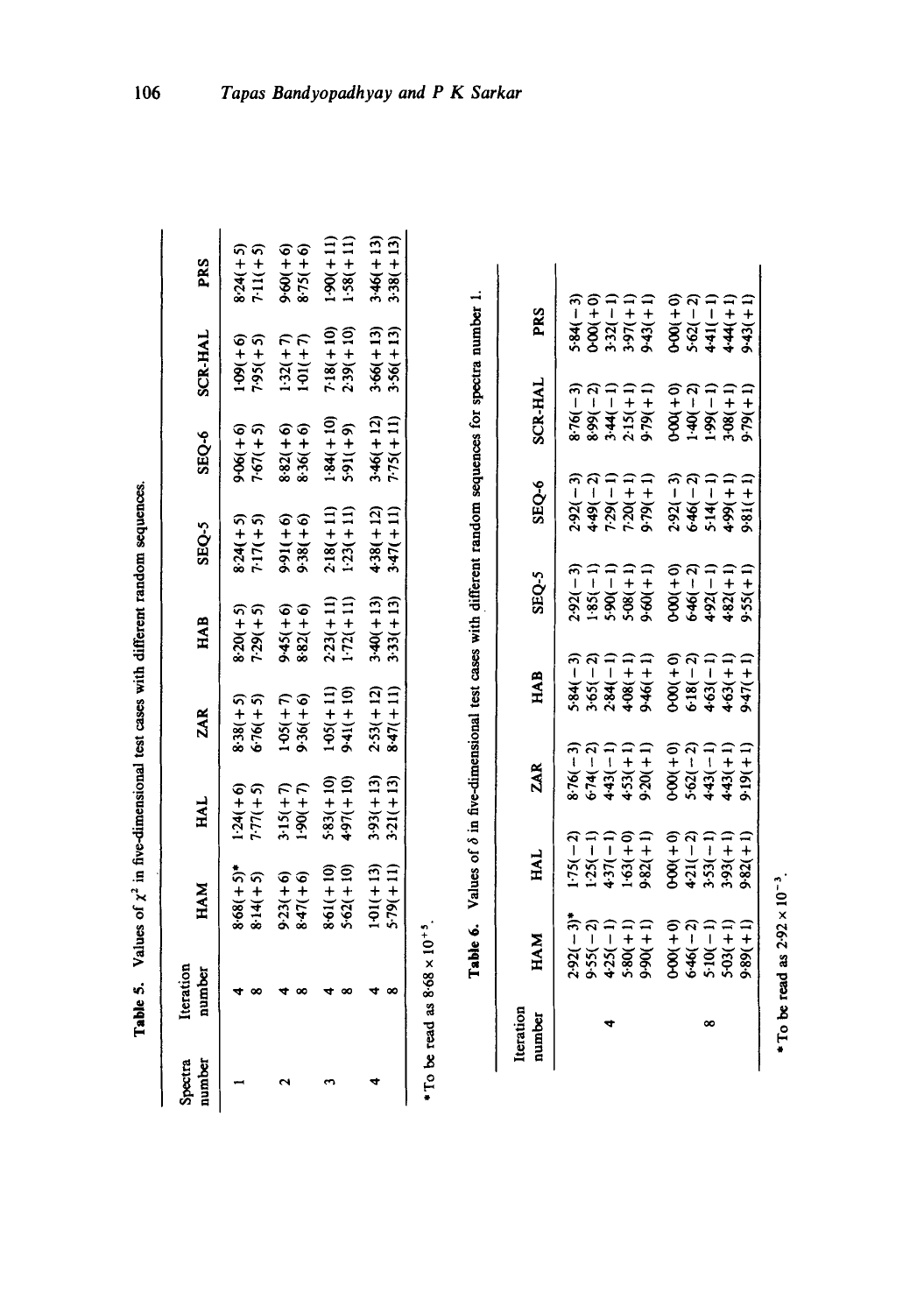**Table 5.** Values of $\chi^2$ in five-dimensional test cases with different random sequences.

| Spectra number | Iteration number | HAM | HAL | ZAR | HAB | SEQ-5 | SEQ-6 | SCR-HAL | PRS |
|---|---|---|---|---|---|---|---|---|---|
| 1 | 4 | 8·68(+5)* | 1·24(+6) | 8·38(+5) | 8·20(+5) | 8·24(+5) | 9·06(+6) | 1·09(+6) | 8·24(+5) |
| | 8 | 8·14(+5) | 7·77(+5) | 6·76(+5) | 7·29(+5) | 7·17(+5) | 7·67(+5) | 7·95(+5) | 7·11(+5) |
| 2 | 4 | 9·23(+6) | 3·15(+7) | 1·05(+7) | 9·45(+6) | 9·91(+6) | 8·82(+6) | 1·32(+7) | 9·60(+6) |
| | 8 | 8·47(+6) | 1·90(+7) | 9·36(+6) | 8·82(+6) | 9·38(+6) | 8·36(+6) | 1·01(+7) | 8·75(+6) |
| 3 | 4 | 8·61(+10) | 5·83(+10) | 1·05(+11) | 2·23(+11) | 2·18(+11) | 1·84(+10) | 7·18(+10) | 1·90(+11) |
| | 8 | 5·62(+10) | 4·97(+10) | 9·41(+10) | 1·72(+11) | 1·23(+11) | 5·91(+9) | 2·39(+10) | 1·58(+11) |
| 4 | 4 | 1·01(+13) | 3·93(+13) | 2·53(+12) | 3·40(+13) | 4·38(+12) | 3·46(+12) | 3·66(+13) | 3·46(+13) |
| | 8 | 5·79(+11) | 3·21(+13) | 8·47(+11) | 3·33(+13) | 3·47(+11) | 7·75(+11) | 3·56(+13) | 3·38(+13) |

* To be read as $8{\cdot}68 \times 10^{+5}$.

**Table 6.** Values of $\delta$ in five-dimensional test cases with different random sequences for spectra number 1.

| Iteration number | HAM | HAL | ZAR | HAB | SEQ-5 | SEQ-6 | SCR-HAL | PRS |
|---|---|---|---|---|---|---|---|---|
| | 2·92(−3)* | 1·75(−2) | 8·76(−3) | 5·84(−3) | 2·92(−3) | 2·92(−3) | 8·76(−3) | 5·84(−3) |
| | 9·55(−2) | 1·25(−1) | 6·74(−2) | 3·65(−2) | 1·85(−1) | 4·49(−2) | 8·99(−2) | 0·00(+0) |
| 4 | 4·25(−1) | 4·37(−1) | 4·43(−1) | 2·84(−1) | 5·90(−1) | 7·29(−1) | 3·44(−1) | 3·32(−1) |
| | 5·80(+1) | 1·63(+0) | 4·53(+1) | 4·08(+1) | 5·08(+1) | 7·20(+1) | 2·15(+1) | 3·97(+1) |
| | 9·90(+1) | 9·82(+1) | 9·20(+1) | 9·46(+1) | 9·60(+1) | 9·79(+1) | 9·79(+1) | 9·43(+1) |
| | 0·00(+0) | 0·00(+0) | 0·00(+0) | 0·00(+0) | 0·00(+0) | 2·92(−3) | 0·00(+0) | 0·00(+0) |
| | 6·46(−2) | 4·21(−2) | 5·62(−2) | 6·18(−2) | 6·46(−2) | 6·46(−2) | 1·40(−2) | 5·62(−2) |
| 8 | 5·10(−1) | 3·53(−1) | 4·43(−1) | 4·63(−1) | 4·92(−1) | 5·14(−1) | 1·99(−1) | 4·41(−1) |
| | 5·03(+1) | 3·93(+1) | 4·43(+1) | 4·63(+1) | 4·82(+1) | 4·99(+1) | 3·08(+1) | 4·44(+1) |
| | 9·89(+1) | 9·82(+1) | 9·19(+1) | 9·47(+1) | 9·55(+1) | 9·81(+1) | 9·79(+1) | 9·43(+1) |

* To be read as $2{\cdot}92 \times 10^{-3}$.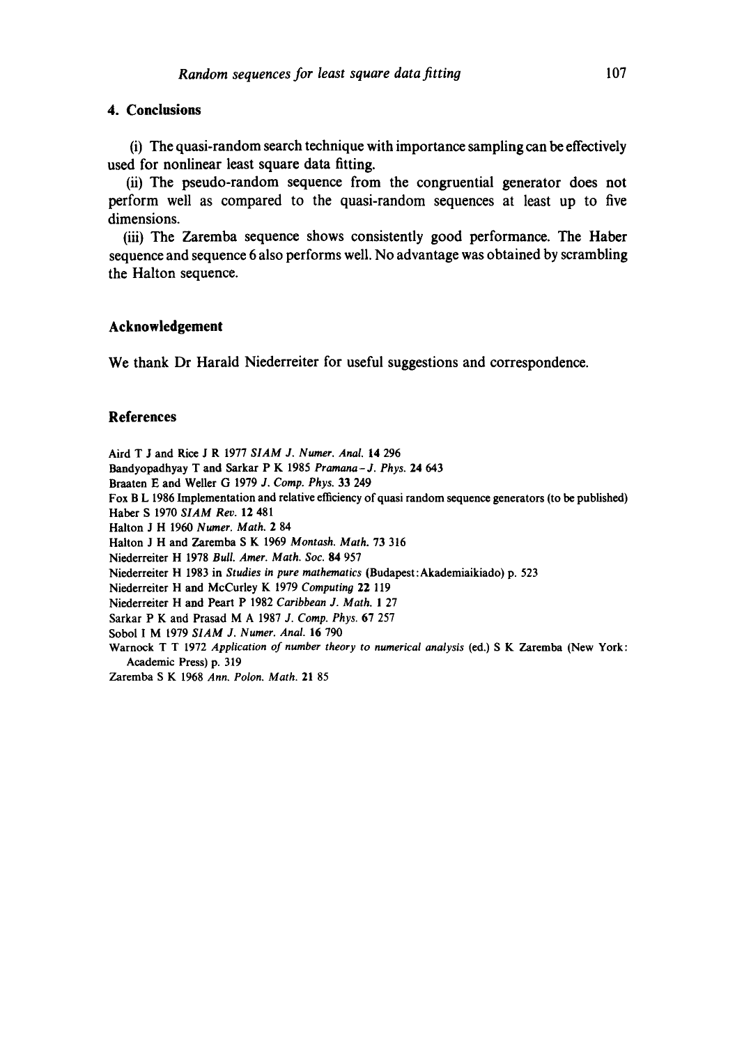## 4. Conclusions

(i) The quasi-random search technique with importance sampling can be effectively used for nonlinear least square data fitting.

(ii) The pseudo-random sequence from the congruential generator does not perform well as compared to the quasi-random sequences at least up to five dimensions.

(iii) The Zaremba sequence shows consistently good performance. The Haber sequence and sequence 6 also performs well. No advantage was obtained by scrambling the Halton sequence.

## Acknowledgement

We thank Dr Harald Niederreiter for useful suggestions and correspondence.

## References

Aird T J and Rice J R 1977 *SIAM J. Numer. Anal.* **14** 296

Bandyopadhyay T and Sarkar P K 1985 *Pramana – J. Phys.* **24** 643

Braaten E and Weller G 1979 *J. Comp. Phys.* **33** 249

Fox B L 1986 Implementation and relative efficiency of quasi random sequence generators (to be published)

Haber S 1970 *SIAM Rev.* **12** 481

Halton J H 1960 *Numer. Math.* **2** 84

Halton J H and Zaremba S K 1969 *Montash. Math.* **73** 316

Niederreiter H 1978 *Bull. Amer. Math. Soc.* **84** 957

Niederreiter H 1983 in *Studies in pure mathematics* (Budapest: Akademiaikiado) p. 523

Niederreiter H and McCurley K 1979 *Computing* **22** 119

Niederreiter H and Peart P 1982 *Caribbean J. Math.* **1** 27

Sarkar P K and Prasad M A 1987 *J. Comp. Phys.* **67** 257

Sobol I M 1979 *SIAM J. Numer. Anal.* **16** 790

Warnock T T 1972 *Application of number theory to numerical analysis* (ed.) S K Zaremba (New York: Academic Press) p. 319

Zaremba S K 1968 *Ann. Polon. Math.* **21** 85